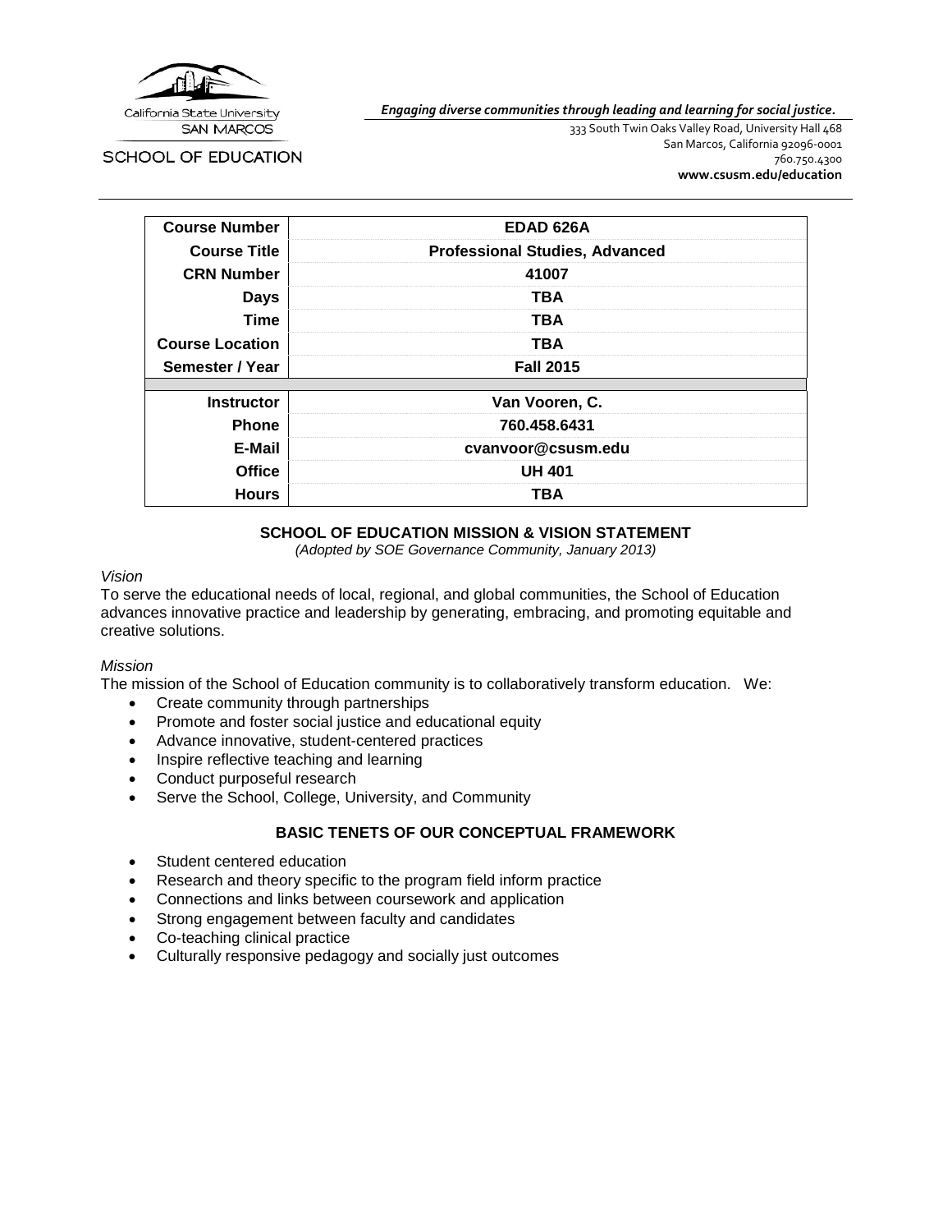California State University SAN MARCOS

SCHOOL OF EDUCATION

*Engaging diverse communities through leading and learning for social justice.*

333 South Twin Oaks Valley Road, University Hall 468
San Marcos, California 92096-0001
760.750.4300
**www.csusm.edu/education**

| | |
|---|---|
| **Course Number** | **EDAD 626A** |
| **Course Title** | **Professional Studies, Advanced** |
| **CRN Number** | **41007** |
| **Days** | **TBA** |
| **Time** | **TBA** |
| **Course Location** | **TBA** |
| **Semester / Year** | **Fall 2015** |
| | |
| **Instructor** | **Van Vooren, C.** |
| **Phone** | **760.458.6431** |
| **E-Mail** | **cvanvoor@csusm.edu** |
| **Office** | **UH 401** |
| **Hours** | **TBA** |

## SCHOOL OF EDUCATION MISSION & VISION STATEMENT

*(Adopted by SOE Governance Community, January 2013)*

*Vision*

To serve the educational needs of local, regional, and global communities, the School of Education advances innovative practice and leadership by generating, embracing, and promoting equitable and creative solutions.

*Mission*

The mission of the School of Education community is to collaboratively transform education. We:

- Create community through partnerships
- Promote and foster social justice and educational equity
- Advance innovative, student-centered practices
- Inspire reflective teaching and learning
- Conduct purposeful research
- Serve the School, College, University, and Community

## BASIC TENETS OF OUR CONCEPTUAL FRAMEWORK

- Student centered education
- Research and theory specific to the program field inform practice
- Connections and links between coursework and application
- Strong engagement between faculty and candidates
- Co-teaching clinical practice
- Culturally responsive pedagogy and socially just outcomes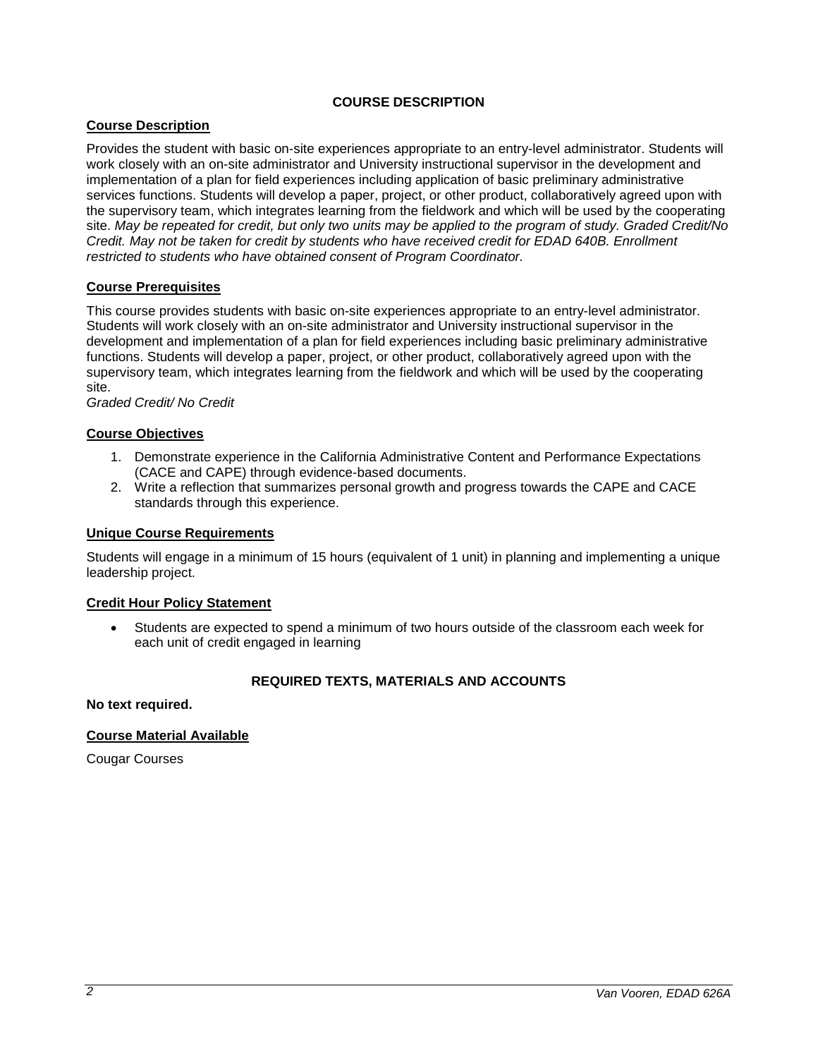## COURSE DESCRIPTION

### Course Description

Provides the student with basic on-site experiences appropriate to an entry-level administrator. Students will work closely with an on-site administrator and University instructional supervisor in the development and implementation of a plan for field experiences including application of basic preliminary administrative services functions. Students will develop a paper, project, or other product, collaboratively agreed upon with the supervisory team, which integrates learning from the fieldwork and which will be used by the cooperating site. *May be repeated for credit, but only two units may be applied to the program of study. Graded Credit/No Credit. May not be taken for credit by students who have received credit for EDAD 640B. Enrollment restricted to students who have obtained consent of Program Coordinator.*

### Course Prerequisites

This course provides students with basic on-site experiences appropriate to an entry-level administrator. Students will work closely with an on-site administrator and University instructional supervisor in the development and implementation of a plan for field experiences including basic preliminary administrative functions. Students will develop a paper, project, or other product, collaboratively agreed upon with the supervisory team, which integrates learning from the fieldwork and which will be used by the cooperating site.
*Graded Credit/ No Credit*

### Course Objectives

1. Demonstrate experience in the California Administrative Content and Performance Expectations (CACE and CAPE) through evidence-based documents.
2. Write a reflection that summarizes personal growth and progress towards the CAPE and CACE standards through this experience.

### Unique Course Requirements

Students will engage in a minimum of 15 hours (equivalent of 1 unit) in planning and implementing a unique leadership project.

### Credit Hour Policy Statement

- Students are expected to spend a minimum of two hours outside of the classroom each week for each unit of credit engaged in learning

## REQUIRED TEXTS, MATERIALS AND ACCOUNTS

**No text required.**

### Course Material Available

Cougar Courses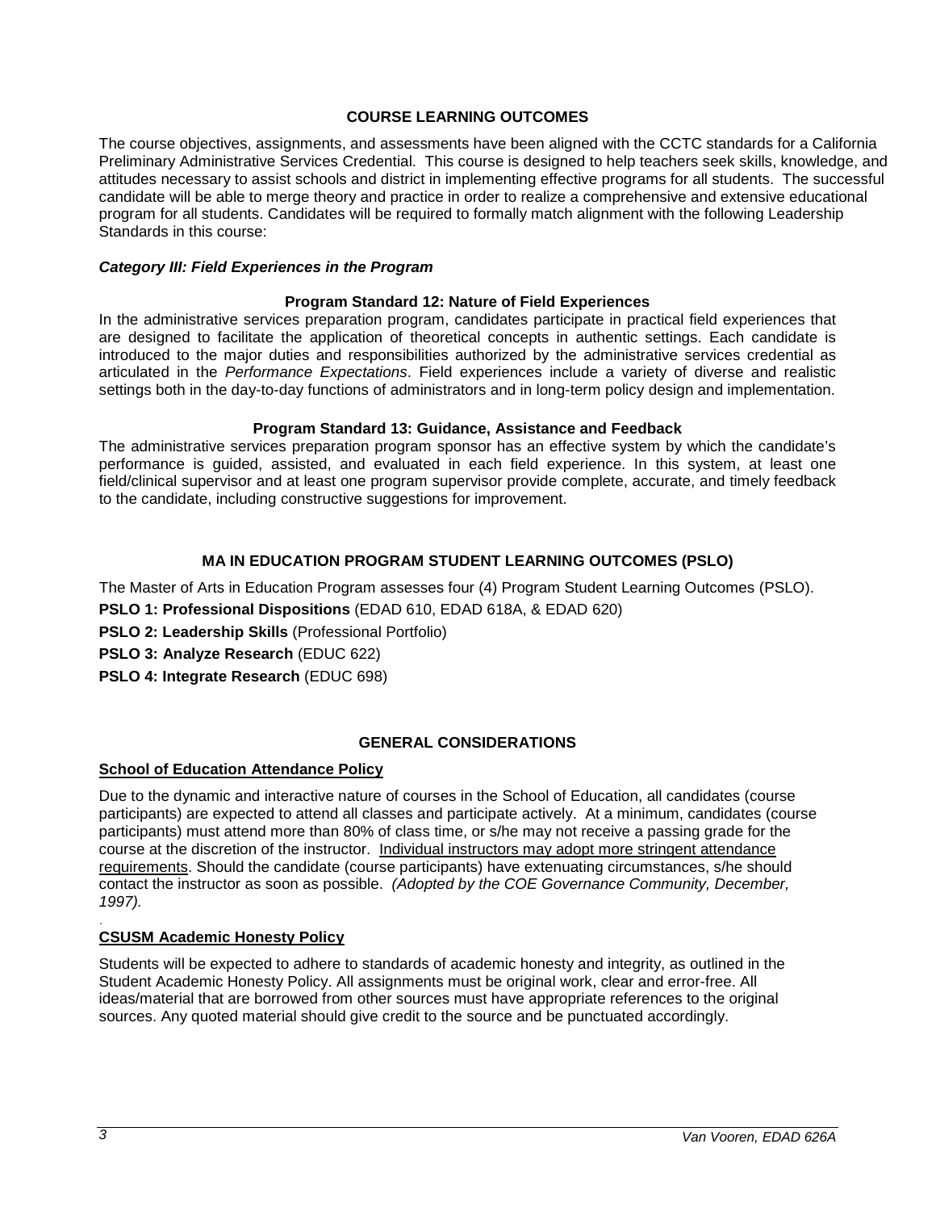## COURSE LEARNING OUTCOMES

The course objectives, assignments, and assessments have been aligned with the CCTC standards for a California Preliminary Administrative Services Credential. This course is designed to help teachers seek skills, knowledge, and attitudes necessary to assist schools and district in implementing effective programs for all students. The successful candidate will be able to merge theory and practice in order to realize a comprehensive and extensive educational program for all students. Candidates will be required to formally match alignment with the following Leadership Standards in this course:

***Category III: Field Experiences in the Program***

### Program Standard 12: Nature of Field Experiences

In the administrative services preparation program, candidates participate in practical field experiences that are designed to facilitate the application of theoretical concepts in authentic settings. Each candidate is introduced to the major duties and responsibilities authorized by the administrative services credential as articulated in the *Performance Expectations*. Field experiences include a variety of diverse and realistic settings both in the day-to-day functions of administrators and in long-term policy design and implementation.

### Program Standard 13: Guidance, Assistance and Feedback

The administrative services preparation program sponsor has an effective system by which the candidate's performance is guided, assisted, and evaluated in each field experience. In this system, at least one field/clinical supervisor and at least one program supervisor provide complete, accurate, and timely feedback to the candidate, including constructive suggestions for improvement.

## MA IN EDUCATION PROGRAM STUDENT LEARNING OUTCOMES (PSLO)

The Master of Arts in Education Program assesses four (4) Program Student Learning Outcomes (PSLO).

**PSLO 1: Professional Dispositions** (EDAD 610, EDAD 618A, & EDAD 620)

**PSLO 2: Leadership Skills** (Professional Portfolio)

**PSLO 3: Analyze Research** (EDUC 622)

**PSLO 4: Integrate Research** (EDUC 698)

## GENERAL CONSIDERATIONS

### School of Education Attendance Policy

Due to the dynamic and interactive nature of courses in the School of Education, all candidates (course participants) are expected to attend all classes and participate actively. At a minimum, candidates (course participants) must attend more than 80% of class time, or s/he may not receive a passing grade for the course at the discretion of the instructor. Individual instructors may adopt more stringent attendance requirements. Should the candidate (course participants) have extenuating circumstances, s/he should contact the instructor as soon as possible. *(Adopted by the COE Governance Community, December, 1997).*

### CSUSM Academic Honesty Policy

Students will be expected to adhere to standards of academic honesty and integrity, as outlined in the Student Academic Honesty Policy. All assignments must be original work, clear and error-free. All ideas/material that are borrowed from other sources must have appropriate references to the original sources. Any quoted material should give credit to the source and be punctuated accordingly.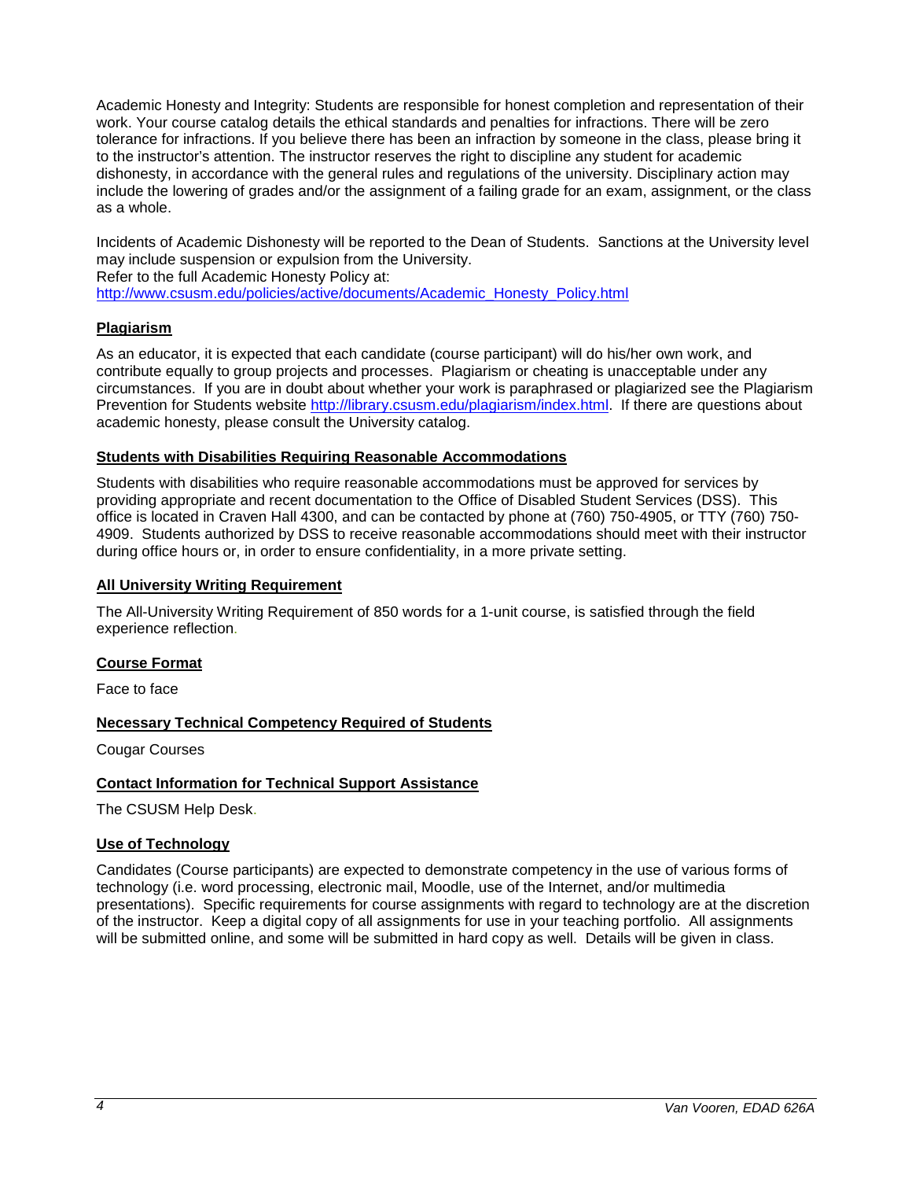Academic Honesty and Integrity: Students are responsible for honest completion and representation of their work. Your course catalog details the ethical standards and penalties for infractions. There will be zero tolerance for infractions. If you believe there has been an infraction by someone in the class, please bring it to the instructor's attention. The instructor reserves the right to discipline any student for academic dishonesty, in accordance with the general rules and regulations of the university. Disciplinary action may include the lowering of grades and/or the assignment of a failing grade for an exam, assignment, or the class as a whole.

Incidents of Academic Dishonesty will be reported to the Dean of Students. Sanctions at the University level may include suspension or expulsion from the University.
Refer to the full Academic Honesty Policy at:
http://www.csusm.edu/policies/active/documents/Academic_Honesty_Policy.html

## Plagiarism

As an educator, it is expected that each candidate (course participant) will do his/her own work, and contribute equally to group projects and processes. Plagiarism or cheating is unacceptable under any circumstances. If you are in doubt about whether your work is paraphrased or plagiarized see the Plagiarism Prevention for Students website http://library.csusm.edu/plagiarism/index.html. If there are questions about academic honesty, please consult the University catalog.

## Students with Disabilities Requiring Reasonable Accommodations

Students with disabilities who require reasonable accommodations must be approved for services by providing appropriate and recent documentation to the Office of Disabled Student Services (DSS). This office is located in Craven Hall 4300, and can be contacted by phone at (760) 750-4905, or TTY (760) 750-4909. Students authorized by DSS to receive reasonable accommodations should meet with their instructor during office hours or, in order to ensure confidentiality, in a more private setting.

## All University Writing Requirement

The All-University Writing Requirement of 850 words for a 1-unit course, is satisfied through the field experience reflection.

## Course Format

Face to face

## Necessary Technical Competency Required of Students

Cougar Courses

## Contact Information for Technical Support Assistance

The CSUSM Help Desk.

## Use of Technology

Candidates (Course participants) are expected to demonstrate competency in the use of various forms of technology (i.e. word processing, electronic mail, Moodle, use of the Internet, and/or multimedia presentations). Specific requirements for course assignments with regard to technology are at the discretion of the instructor. Keep a digital copy of all assignments for use in your teaching portfolio. All assignments will be submitted online, and some will be submitted in hard copy as well. Details will be given in class.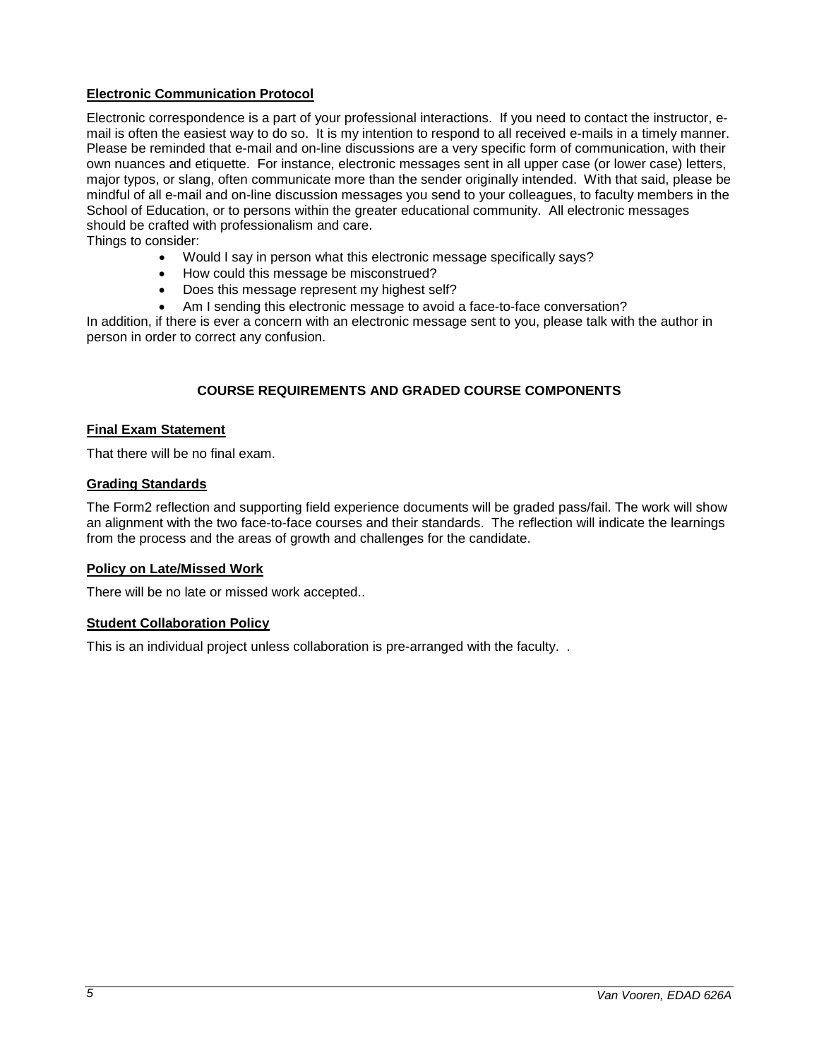**Electronic Communication Protocol**

Electronic correspondence is a part of your professional interactions. If you need to contact the instructor, e-mail is often the easiest way to do so. It is my intention to respond to all received e-mails in a timely manner. Please be reminded that e-mail and on-line discussions are a very specific form of communication, with their own nuances and etiquette. For instance, electronic messages sent in all upper case (or lower case) letters, major typos, or slang, often communicate more than the sender originally intended. With that said, please be mindful of all e-mail and on-line discussion messages you send to your colleagues, to faculty members in the School of Education, or to persons within the greater educational community. All electronic messages should be crafted with professionalism and care.

Things to consider:

- Would I say in person what this electronic message specifically says?
- How could this message be misconstrued?
- Does this message represent my highest self?
- Am I sending this electronic message to avoid a face-to-face conversation?

In addition, if there is ever a concern with an electronic message sent to you, please talk with the author in person in order to correct any confusion.

## COURSE REQUIREMENTS AND GRADED COURSE COMPONENTS

**Final Exam Statement**

That there will be no final exam.

**Grading Standards**

The Form2 reflection and supporting field experience documents will be graded pass/fail. The work will show an alignment with the two face-to-face courses and their standards. The reflection will indicate the learnings from the process and the areas of growth and challenges for the candidate.

**Policy on Late/Missed Work**

There will be no late or missed work accepted..

**Student Collaboration Policy**

This is an individual project unless collaboration is pre-arranged with the faculty. .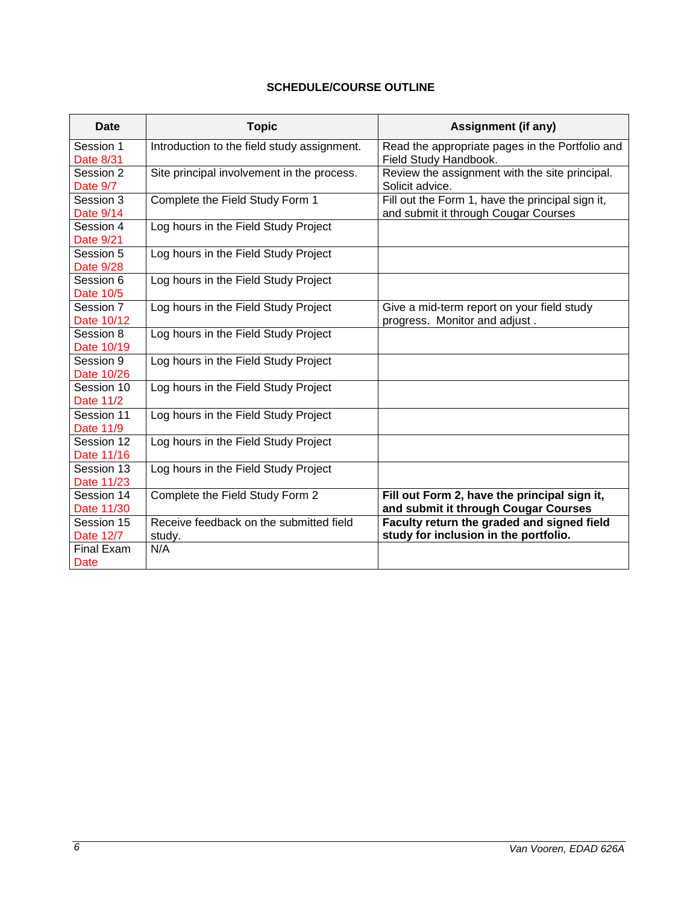**SCHEDULE/COURSE OUTLINE**

| Date | Topic | Assignment (if any) |
|---|---|---|
| Session 1 Date 8/31 | Introduction to the field study assignment. | Read the appropriate pages in the Portfolio and Field Study Handbook. |
| Session 2 Date 9/7 | Site principal involvement in the process. | Review the assignment with the site principal. Solicit advice. |
| Session 3 Date 9/14 | Complete the Field Study Form 1 | Fill out the Form 1, have the principal sign it, and submit it through Cougar Courses |
| Session 4 Date 9/21 | Log hours in the Field Study Project | |
| Session 5 Date 9/28 | Log hours in the Field Study Project | |
| Session 6 Date 10/5 | Log hours in the Field Study Project | |
| Session 7 Date 10/12 | Log hours in the Field Study Project | Give a mid-term report on your field study progress. Monitor and adjust . |
| Session 8 Date 10/19 | Log hours in the Field Study Project | |
| Session 9 Date 10/26 | Log hours in the Field Study Project | |
| Session 10 Date 11/2 | Log hours in the Field Study Project | |
| Session 11 Date 11/9 | Log hours in the Field Study Project | |
| Session 12 Date 11/16 | Log hours in the Field Study Project | |
| Session 13 Date 11/23 | Log hours in the Field Study Project | |
| Session 14 Date 11/30 | Complete the Field Study Form 2 | **Fill out Form 2, have the principal sign it, and submit it through Cougar Courses** |
| Session 15 Date 12/7 | Receive feedback on the submitted field study. | **Faculty return the graded and signed field study for inclusion in the portfolio.** |
| Final Exam Date | N/A | |